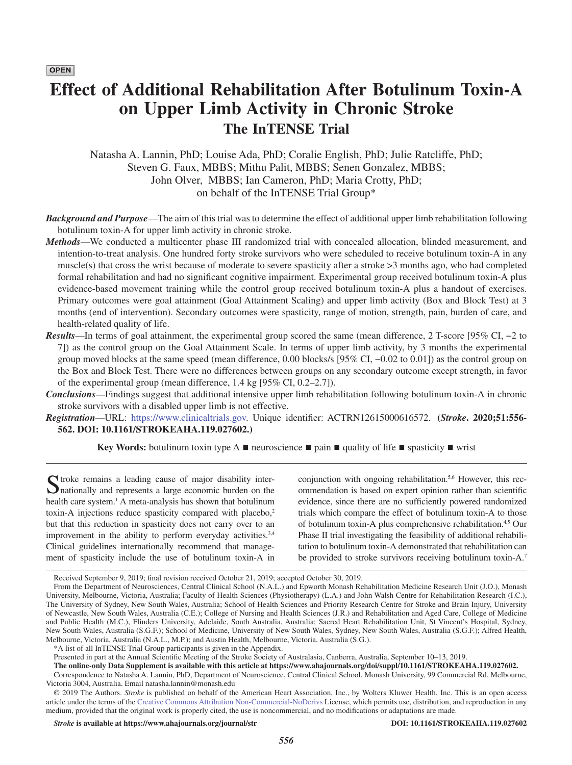OPEN

# Effect of Additional Rehabilitation After Botulinum Toxin-A on Upper Limb Activity in Chronic Stroke

## The InTENSE Trial

Natasha A. Lannin, PhD; Louise Ada, PhD; Coralie English, PhD; Julie Ratcliffe, PhD; Steven G. Faux, MBBS; Mithu Palit, MBBS; Senen Gonzalez, MBBS; John Olver, MBBS; Ian Cameron, PhD; Maria Crotty, PhD; on behalf of the InTENSE Trial Group*

***Background and Purpose***—The aim of this trial was to determine the effect of additional upper limb rehabilitation following botulinum toxin-A for upper limb activity in chronic stroke.

***Methods***—We conducted a multicenter phase III randomized trial with concealed allocation, blinded measurement, and intention-to-treat analysis. One hundred forty stroke survivors who were scheduled to receive botulinum toxin-A in any muscle(s) that cross the wrist because of moderate to severe spasticity after a stroke >3 months ago, who had completed formal rehabilitation and had no significant cognitive impairment. Experimental group received botulinum toxin-A plus evidence-based movement training while the control group received botulinum toxin-A plus a handout of exercises. Primary outcomes were goal attainment (Goal Attainment Scaling) and upper limb activity (Box and Block Test) at 3 months (end of intervention). Secondary outcomes were spasticity, range of motion, strength, pain, burden of care, and health-related quality of life.

***Results***—In terms of goal attainment, the experimental group scored the same (mean difference, 2 T-score [95% CI, −2 to 7]) as the control group on the Goal Attainment Scale. In terms of upper limb activity, by 3 months the experimental group moved blocks at the same speed (mean difference, 0.00 blocks/s [95% CI, −0.02 to 0.01]) as the control group on the Box and Block Test. There were no differences between groups on any secondary outcome except strength, in favor of the experimental group (mean difference, 1.4 kg [95% CI, 0.2–2.7]).

***Conclusions***—Findings suggest that additional intensive upper limb rehabilitation following botulinum toxin-A in chronic stroke survivors with a disabled upper limb is not effective.

***Registration***—URL: https://www.clinicaltrials.gov. Unique identifier: ACTRN12615000616572. **(*Stroke*. 2020;51:556-562. DOI: 10.1161/STROKEAHA.119.027602.)**

**Key Words:** botulinum toxin type A ■ neuroscience ■ pain ■ quality of life ■ spasticity ■ wrist

Stroke remains a leading cause of major disability internationally and represents a large economic burden on the health care system.[1] A meta-analysis has shown that botulinum toxin-A injections reduce spasticity compared with placebo,[2] but that this reduction in spasticity does not carry over to an improvement in the ability to perform everyday activities.[3,4] Clinical guidelines internationally recommend that management of spasticity include the use of botulinum toxin-A in conjunction with ongoing rehabilitation.[5,6] However, this recommendation is based on expert opinion rather than scientific evidence, since there are no sufficiently powered randomized trials which compare the effect of botulinum toxin-A to those of botulinum toxin-A plus comprehensive rehabilitation.[4,5] Our Phase II trial investigating the feasibility of additional rehabilitation to botulinum toxin-A demonstrated that rehabilitation can be provided to stroke survivors receiving botulinum toxin-A.[7]

---

Received September 9, 2019; final revision received October 21, 2019; accepted October 30, 2019.

From the Department of Neurosciences, Central Clinical School (N.A.L.) and Epworth Monash Rehabilitation Medicine Research Unit (J.O.), Monash University, Melbourne, Victoria, Australia; Faculty of Health Sciences (Physiotherapy) (L.A.) and John Walsh Centre for Rehabilitation Research (I.C.), The University of Sydney, New South Wales, Australia; School of Health Sciences and Priority Research Centre for Stroke and Brain Injury, University of Newcastle, New South Wales, Australia (C.E.); College of Nursing and Health Sciences (J.R.) and Rehabilitation and Aged Care, College of Medicine and Public Health (M.C.), Flinders University, Adelaide, South Australia, Australia; Sacred Heart Rehabilitation Unit, St Vincent's Hospital, Sydney, New South Wales, Australia (S.G.F.); School of Medicine, University of New South Wales, Sydney, New South Wales, Australia (S.G.F.); Alfred Health, Melbourne, Victoria, Australia (N.A.L., M.P.); and Austin Health, Melbourne, Victoria, Australia (S.G.).

*A list of all InTENSE Trial Group participants is given in the Appendix.

Presented in part at the Annual Scientific Meeting of the Stroke Society of Australasia, Canberra, Australia, September 10–13, 2019.

**The online-only Data Supplement is available with this article at https://www.ahajournals.org/doi/suppl/10.1161/STROKEAHA.119.027602.**

Correspondence to Natasha A. Lannin, PhD, Department of Neuroscience, Central Clinical School, Monash University, 99 Commercial Rd, Melbourne, Victoria 3004, Australia. Email natasha.lannin@monash.edu

© 2019 The Authors. *Stroke* is published on behalf of the American Heart Association, Inc., by Wolters Kluwer Health, Inc. This is an open access article under the terms of the Creative Commons Attribution Non-Commercial-NoDerivs License, which permits use, distribution, and reproduction in any medium, provided that the original work is properly cited, the use is noncommercial, and no modifications or adaptations are made.

***Stroke* is available at https://www.ahajournals.org/journal/str** **DOI: 10.1161/STROKEAHA.119.027602**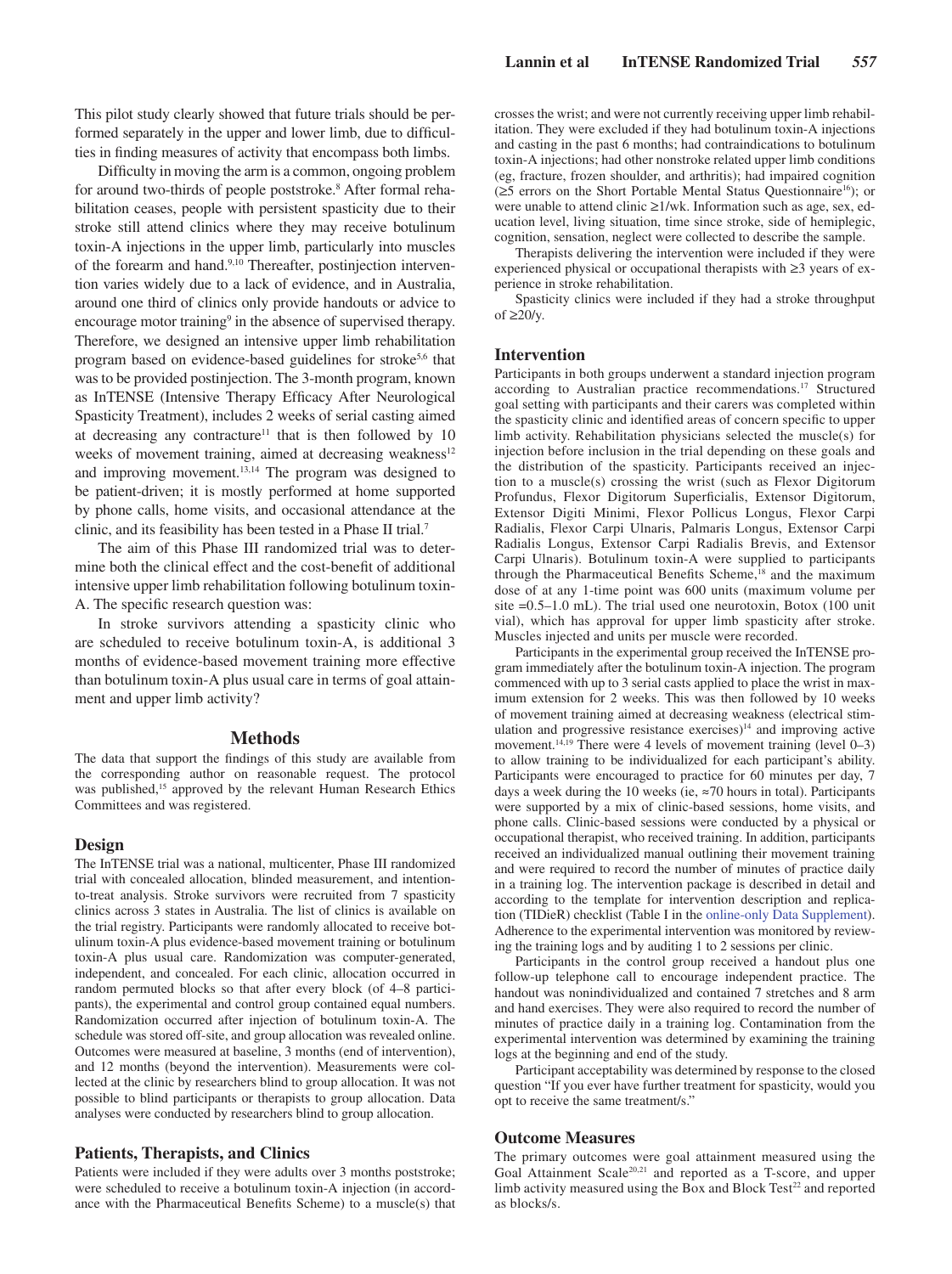This pilot study clearly showed that future trials should be performed separately in the upper and lower limb, due to difficulties in finding measures of activity that encompass both limbs.

Difficulty in moving the arm is a common, ongoing problem for around two-thirds of people poststroke.[8] After formal rehabilitation ceases, people with persistent spasticity due to their stroke still attend clinics where they may receive botulinum toxin-A injections in the upper limb, particularly into muscles of the forearm and hand.[9,10] Thereafter, postinjection intervention varies widely due to a lack of evidence, and in Australia, around one third of clinics only provide handouts or advice to encourage motor training[9] in the absence of supervised therapy. Therefore, we designed an intensive upper limb rehabilitation program based on evidence-based guidelines for stroke[5,6] that was to be provided postinjection. The 3-month program, known as InTENSE (Intensive Therapy Efficacy After Neurological Spasticity Treatment), includes 2 weeks of serial casting aimed at decreasing any contracture[11] that is then followed by 10 weeks of movement training, aimed at decreasing weakness[12] and improving movement.[13,14] The program was designed to be patient-driven; it is mostly performed at home supported by phone calls, home visits, and occasional attendance at the clinic, and its feasibility has been tested in a Phase II trial.[7]

The aim of this Phase III randomized trial was to determine both the clinical effect and the cost-benefit of additional intensive upper limb rehabilitation following botulinum toxin-A. The specific research question was:

In stroke survivors attending a spasticity clinic who are scheduled to receive botulinum toxin-A, is additional 3 months of evidence-based movement training more effective than botulinum toxin-A plus usual care in terms of goal attainment and upper limb activity?

## Methods

The data that support the findings of this study are available from the corresponding author on reasonable request. The protocol was published,[15] approved by the relevant Human Research Ethics Committees and was registered.

### Design

The InTENSE trial was a national, multicenter, Phase III randomized trial with concealed allocation, blinded measurement, and intention-to-treat analysis. Stroke survivors were recruited from 7 spasticity clinics across 3 states in Australia. The list of clinics is available on the trial registry. Participants were randomly allocated to receive botulinum toxin-A plus evidence-based movement training or botulinum toxin-A plus usual care. Randomization was computer-generated, independent, and concealed. For each clinic, allocation occurred in random permuted blocks so that after every block (of 4–8 participants), the experimental and control group contained equal numbers. Randomization occurred after injection of botulinum toxin-A. The schedule was stored off-site, and group allocation was revealed online. Outcomes were measured at baseline, 3 months (end of intervention), and 12 months (beyond the intervention). Measurements were collected at the clinic by researchers blind to group allocation. It was not possible to blind participants or therapists to group allocation. Data analyses were conducted by researchers blind to group allocation.

### Patients, Therapists, and Clinics

Patients were included if they were adults over 3 months poststroke; were scheduled to receive a botulinum toxin-A injection (in accordance with the Pharmaceutical Benefits Scheme) to a muscle(s) that crosses the wrist; and were not currently receiving upper limb rehabilitation. They were excluded if they had botulinum toxin-A injections and casting in the past 6 months; had contraindications to botulinum toxin-A injections; had other nonstroke related upper limb conditions (eg, fracture, frozen shoulder, and arthritis); had impaired cognition (≥5 errors on the Short Portable Mental Status Questionnaire[16]); or were unable to attend clinic ≥1/wk. Information such as age, sex, education level, living situation, time since stroke, side of hemiplegic, cognition, sensation, neglect were collected to describe the sample.

Therapists delivering the intervention were included if they were experienced physical or occupational therapists with ≥3 years of experience in stroke rehabilitation.

Spasticity clinics were included if they had a stroke throughput of ≥20/y.

### Intervention

Participants in both groups underwent a standard injection program according to Australian practice recommendations.[17] Structured goal setting with participants and their carers was completed within the spasticity clinic and identified areas of concern specific to upper limb activity. Rehabilitation physicians selected the muscle(s) for injection before inclusion in the trial depending on these goals and the distribution of the spasticity. Participants received an injection to a muscle(s) crossing the wrist (such as Flexor Digitorum Profundus, Flexor Digitorum Superficialis, Extensor Digitorum, Extensor Digiti Minimi, Flexor Pollicus Longus, Flexor Carpi Radialis, Flexor Carpi Ulnaris, Palmaris Longus, Extensor Carpi Radialis Longus, Extensor Carpi Radialis Brevis, and Extensor Carpi Ulnaris). Botulinum toxin-A were supplied to participants through the Pharmaceutical Benefits Scheme,[18] and the maximum dose of at any 1-time point was 600 units (maximum volume per site =0.5–1.0 mL). The trial used one neurotoxin, Botox (100 unit vial), which has approval for upper limb spasticity after stroke. Muscles injected and units per muscle were recorded.

Participants in the experimental group received the InTENSE program immediately after the botulinum toxin-A injection. The program commenced with up to 3 serial casts applied to place the wrist in maximum extension for 2 weeks. This was then followed by 10 weeks of movement training aimed at decreasing weakness (electrical stimulation and progressive resistance exercises)[14] and improving active movement.[14,19] There were 4 levels of movement training (level 0–3) to allow training to be individualized for each participant's ability. Participants were encouraged to practice for 60 minutes per day, 7 days a week during the 10 weeks (ie, ≈70 hours in total). Participants were supported by a mix of clinic-based sessions, home visits, and phone calls. Clinic-based sessions were conducted by a physical or occupational therapist, who received training. In addition, participants received an individualized manual outlining their movement training and were required to record the number of minutes of practice daily in a training log. The intervention package is described in detail and according to the template for intervention description and replication (TIDieR) checklist (Table I in the online-only Data Supplement). Adherence to the experimental intervention was monitored by reviewing the training logs and by auditing 1 to 2 sessions per clinic.

Participants in the control group received a handout plus one follow-up telephone call to encourage independent practice. The handout was nonindividualized and contained 7 stretches and 8 arm and hand exercises. They were also required to record the number of minutes of practice daily in a training log. Contamination from the experimental intervention was determined by examining the training logs at the beginning and end of the study.

Participant acceptability was determined by response to the closed question "If you ever have further treatment for spasticity, would you opt to receive the same treatment/s."

### Outcome Measures

The primary outcomes were goal attainment measured using the Goal Attainment Scale[20,21] and reported as a T-score, and upper limb activity measured using the Box and Block Test[22] and reported as blocks/s.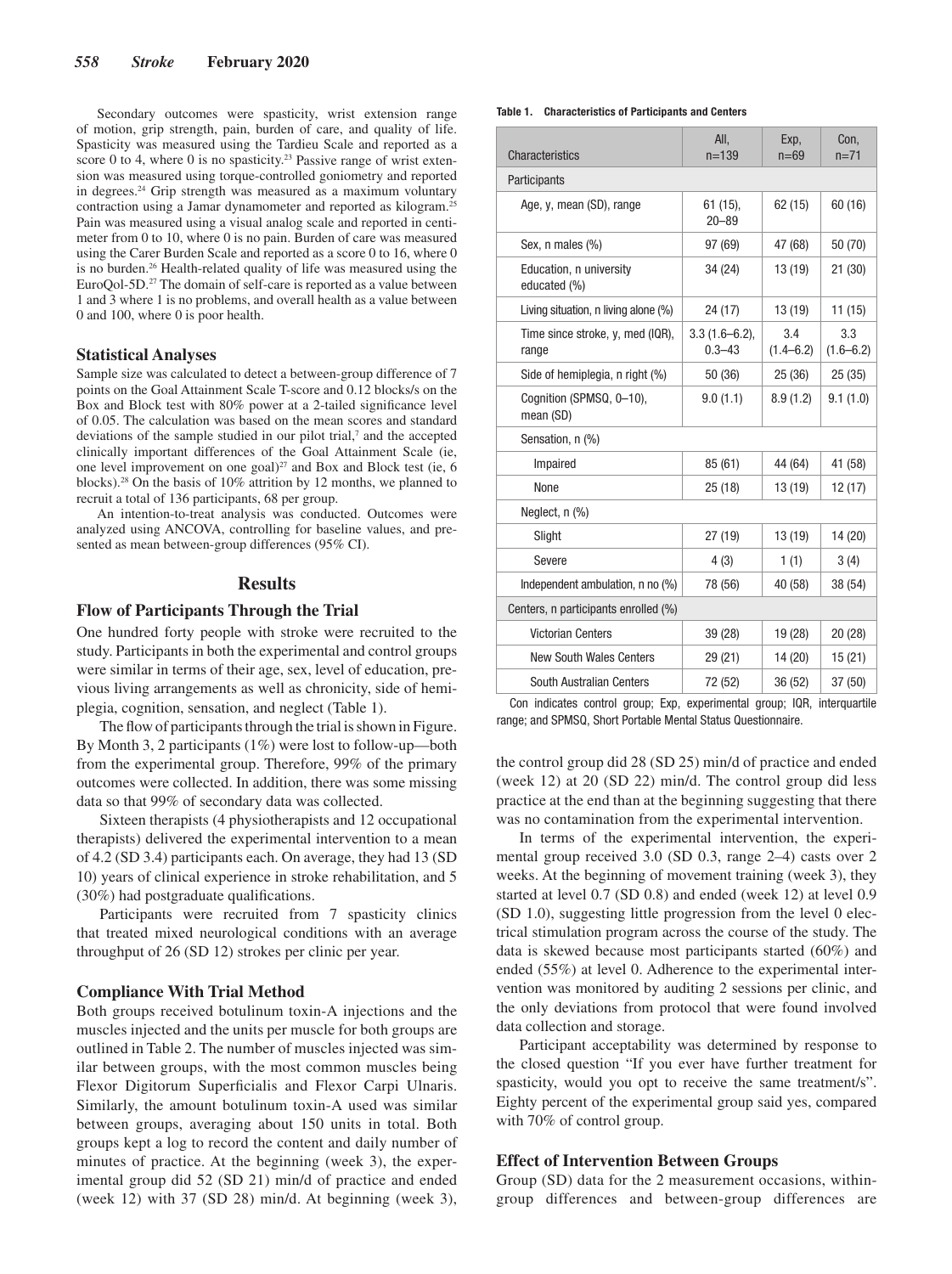Secondary outcomes were spasticity, wrist extension range of motion, grip strength, pain, burden of care, and quality of life. Spasticity was measured using the Tardieu Scale and reported as a score 0 to 4, where 0 is no spasticity.[23] Passive range of wrist extension was measured using torque-controlled goniometry and reported in degrees.[24] Grip strength was measured as a maximum voluntary contraction using a Jamar dynamometer and reported as kilogram.[25] Pain was measured using a visual analog scale and reported in centimeter from 0 to 10, where 0 is no pain. Burden of care was measured using the Carer Burden Scale and reported as a score 0 to 16, where 0 is no burden.[26] Health-related quality of life was measured using the EuroQol-5D.[27] The domain of self-care is reported as a value between 1 and 3 where 1 is no problems, and overall health as a value between 0 and 100, where 0 is poor health.

### Statistical Analyses

Sample size was calculated to detect a between-group difference of 7 points on the Goal Attainment Scale T-score and 0.12 blocks/s on the Box and Block test with 80% power at a 2-tailed significance level of 0.05. The calculation was based on the mean scores and standard deviations of the sample studied in our pilot trial,[7] and the accepted clinically important differences of the Goal Attainment Scale (ie, one level improvement on one goal)[27] and Box and Block test (ie, 6 blocks).[28] On the basis of 10% attrition by 12 months, we planned to recruit a total of 136 participants, 68 per group.

An intention-to-treat analysis was conducted. Outcomes were analyzed using ANCOVA, controlling for baseline values, and presented as mean between-group differences (95% CI).

## Results

### Flow of Participants Through the Trial

One hundred forty people with stroke were recruited to the study. Participants in both the experimental and control groups were similar in terms of their age, sex, level of education, previous living arrangements as well as chronicity, side of hemiplegia, cognition, sensation, and neglect (Table 1).

The flow of participants through the trial is shown in Figure. By Month 3, 2 participants (1%) were lost to follow-up—both from the experimental group. Therefore, 99% of the primary outcomes were collected. In addition, there was some missing data so that 99% of secondary data was collected.

Sixteen therapists (4 physiotherapists and 12 occupational therapists) delivered the experimental intervention to a mean of 4.2 (SD 3.4) participants each. On average, they had 13 (SD 10) years of clinical experience in stroke rehabilitation, and 5 (30%) had postgraduate qualifications.

Participants were recruited from 7 spasticity clinics that treated mixed neurological conditions with an average throughput of 26 (SD 12) strokes per clinic per year.

**Table 1. Characteristics of Participants and Centers**

| Characteristics | All, n=139 | Exp, n=69 | Con, n=71 |
|---|---|---|---|
| Participants | | | |
| Age, y, mean (SD), range | 61 (15), 20–89 | 62 (15) | 60 (16) |
| Sex, n males (%) | 97 (69) | 47 (68) | 50 (70) |
| Education, n university educated (%) | 34 (24) | 13 (19) | 21 (30) |
| Living situation, n living alone (%) | 24 (17) | 13 (19) | 11 (15) |
| Time since stroke, y, med (IQR), range | 3.3 (1.6–6.2), 0.3–43 | 3.4 (1.4–6.2) | 3.3 (1.6–6.2) |
| Side of hemiplegia, n right (%) | 50 (36) | 25 (36) | 25 (35) |
| Cognition (SPMSQ, 0–10), mean (SD) | 9.0 (1.1) | 8.9 (1.2) | 9.1 (1.0) |
| Sensation, n (%) | | | |
| Impaired | 85 (61) | 44 (64) | 41 (58) |
| None | 25 (18) | 13 (19) | 12 (17) |
| Neglect, n (%) | | | |
| Slight | 27 (19) | 13 (19) | 14 (20) |
| Severe | 4 (3) | 1 (1) | 3 (4) |
| Independent ambulation, n no (%) | 78 (56) | 40 (58) | 38 (54) |
| Centers, n participants enrolled (%) | | | |
| Victorian Centers | 39 (28) | 19 (28) | 20 (28) |
| New South Wales Centers | 29 (21) | 14 (20) | 15 (21) |
| South Australian Centers | 72 (52) | 36 (52) | 37 (50) |

Con indicates control group; Exp, experimental group; IQR, interquartile range; and SPMSQ, Short Portable Mental Status Questionnaire.

### Compliance With Trial Method

Both groups received botulinum toxin-A injections and the muscles injected and the units per muscle for both groups are outlined in Table 2. The number of muscles injected was similar between groups, with the most common muscles being Flexor Digitorum Superficialis and Flexor Carpi Ulnaris. Similarly, the amount botulinum toxin-A used was similar between groups, averaging about 150 units in total. Both groups kept a log to record the content and daily number of minutes of practice. At the beginning (week 3), the experimental group did 52 (SD 21) min/d of practice and ended (week 12) with 37 (SD 28) min/d. At beginning (week 3), the control group did 28 (SD 25) min/d of practice and ended (week 12) at 20 (SD 22) min/d. The control group did less practice at the end than at the beginning suggesting that there was no contamination from the experimental intervention.

In terms of the experimental intervention, the experimental group received 3.0 (SD 0.3, range 2–4) casts over 2 weeks. At the beginning of movement training (week 3), they started at level 0.7 (SD 0.8) and ended (week 12) at level 0.9 (SD 1.0), suggesting little progression from the level 0 electrical stimulation program across the course of the study. The data is skewed because most participants started (60%) and ended (55%) at level 0. Adherence to the experimental intervention was monitored by auditing 2 sessions per clinic, and the only deviations from protocol that were found involved data collection and storage.

Participant acceptability was determined by response to the closed question "If you ever have further treatment for spasticity, would you opt to receive the same treatment/s". Eighty percent of the experimental group said yes, compared with 70% of control group.

### Effect of Intervention Between Groups

Group (SD) data for the 2 measurement occasions, within-group differences and between-group differences are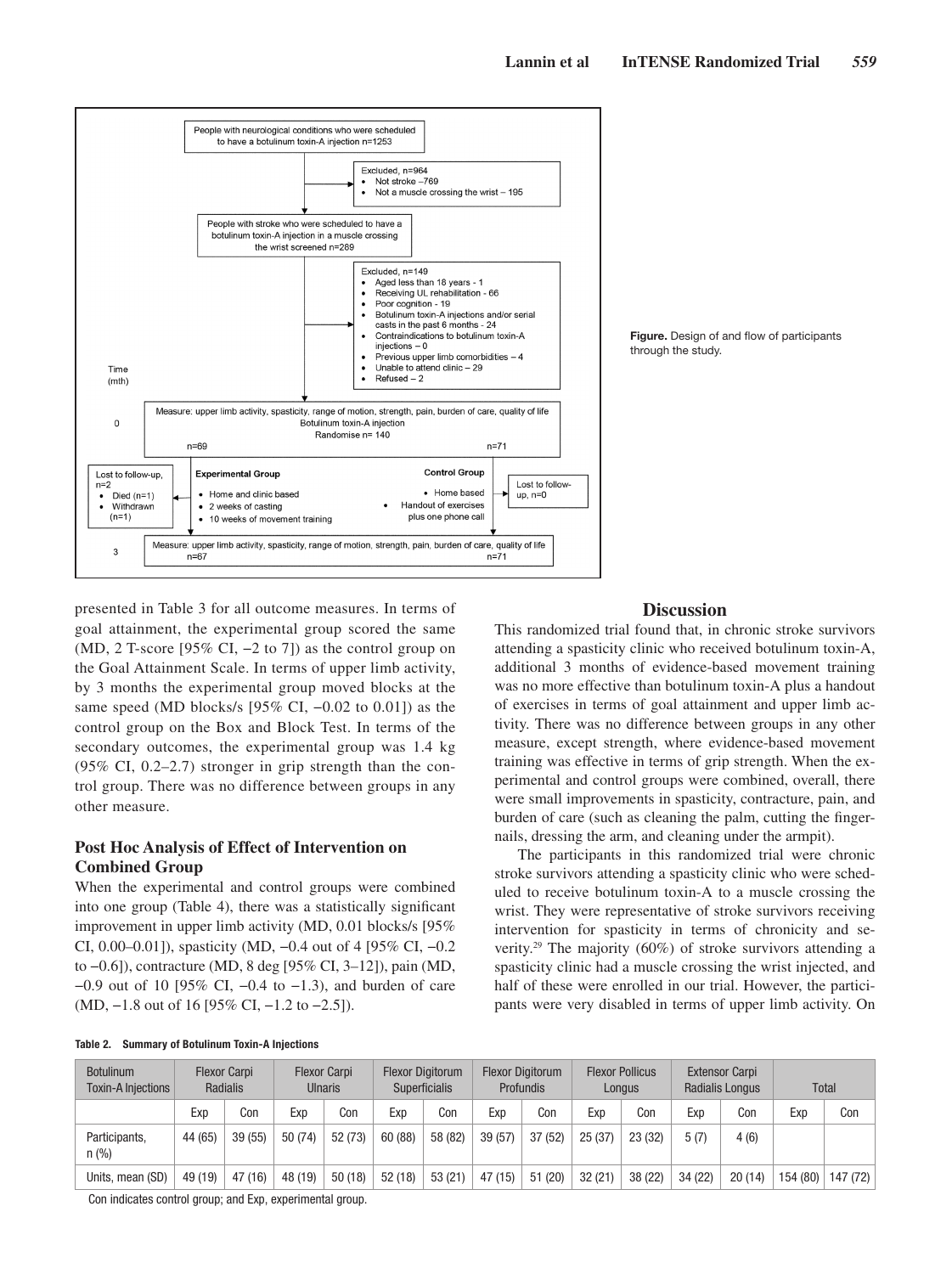People with neurological conditions who were scheduled to have a botulinum toxin-A injection n=1253

Excluded, n=964
- Not stroke –769
- Not a muscle crossing the wrist – 195

People with stroke who were scheduled to have a botulinum toxin-A injection in a muscle crossing the wrist screened n=289

Excluded, n=149
- Aged less than 18 years - 1
- Receiving UL rehabilitation - 66
- Poor cognition - 19
- Botulinum toxin-A injections and/or serial casts in the past 6 months - 24
- Contraindications to botulinum toxin-A injections – 0
- Previous upper limb comorbidities – 4
- Unable to attend clinic – 29
- Refused – 2

Time (mth)

0

Measure: upper limb activity, spasticity, range of motion, strength, pain, burden of care, quality of life
Botulinum toxin-A injection
Randomise n= 140

n=69 n=71

Lost to follow-up, n=2
- Died (n=1)
- Withdrawn (n=1)

**Experimental Group**
- Home and clinic based
- 2 weeks of casting
- 10 weeks of movement training

**Control Group**
- Home based
- Handout of exercises plus one phone call

Lost to follow-up, n=0

3

Measure: upper limb activity, spasticity, range of motion, strength, pain, burden of care, quality of life
n=67 n=71

**Figure.** Design of and flow of participants through the study.

presented in Table 3 for all outcome measures. In terms of goal attainment, the experimental group scored the same (MD, 2 T-score [95% CI, −2 to 7]) as the control group on the Goal Attainment Scale. In terms of upper limb activity, by 3 months the experimental group moved blocks at the same speed (MD blocks/s [95% CI, −0.02 to 0.01]) as the control group on the Box and Block Test. In terms of the secondary outcomes, the experimental group was 1.4 kg (95% CI, 0.2–2.7) stronger in grip strength than the control group. There was no difference between groups in any other measure.

### Post Hoc Analysis of Effect of Intervention on Combined Group

When the experimental and control groups were combined into one group (Table 4), there was a statistically significant improvement in upper limb activity (MD, 0.01 blocks/s [95% CI, 0.00–0.01]), spasticity (MD, −0.4 out of 4 [95% CI, −0.2 to −0.6]), contracture (MD, 8 deg [95% CI, 3–12]), pain (MD, −0.9 out of 10 [95% CI, −0.4 to −1.3), and burden of care (MD, −1.8 out of 16 [95% CI, −1.2 to −2.5]).

## Discussion

This randomized trial found that, in chronic stroke survivors attending a spasticity clinic who received botulinum toxin-A, additional 3 months of evidence-based movement training was no more effective than botulinum toxin-A plus a handout of exercises in terms of goal attainment and upper limb activity. There was no difference between groups in any other measure, except strength, where evidence-based movement training was effective in terms of grip strength. When the experimental and control groups were combined, overall, there were small improvements in spasticity, contracture, pain, and burden of care (such as cleaning the palm, cutting the fingernails, dressing the arm, and cleaning under the armpit).

The participants in this randomized trial were chronic stroke survivors attending a spasticity clinic who were scheduled to receive botulinum toxin-A to a muscle crossing the wrist. They were representative of stroke survivors receiving intervention for spasticity in terms of chronicity and severity.[29] The majority (60%) of stroke survivors attending a spasticity clinic had a muscle crossing the wrist injected, and half of these were enrolled in our trial. However, the participants were very disabled in terms of upper limb activity. On

**Table 2. Summary of Botulinum Toxin-A Injections**

| Botulinum Toxin-A Injections | Flexor Carpi Radialis | | Flexor Carpi Ulnaris | | Flexor Digitorum Superficialis | | Flexor Digitorum Profundis | | Flexor Pollicus Longus | | Extensor Carpi Radialis Longus | | Total | |
|---|---|---|---|---|---|---|---|---|---|---|---|---|---|---|
| | Exp | Con | Exp | Con | Exp | Con | Exp | Con | Exp | Con | Exp | Con | Exp | Con |
| Participants, n (%) | 44 (65) | 39 (55) | 50 (74) | 52 (73) | 60 (88) | 58 (82) | 39 (57) | 37 (52) | 25 (37) | 23 (32) | 5 (7) | 4 (6) | | |
| Units, mean (SD) | 49 (19) | 47 (16) | 48 (19) | 50 (18) | 52 (18) | 53 (21) | 47 (15) | 51 (20) | 32 (21) | 38 (22) | 34 (22) | 20 (14) | 154 (80) | 147 (72) |

Con indicates control group; and Exp, experimental group.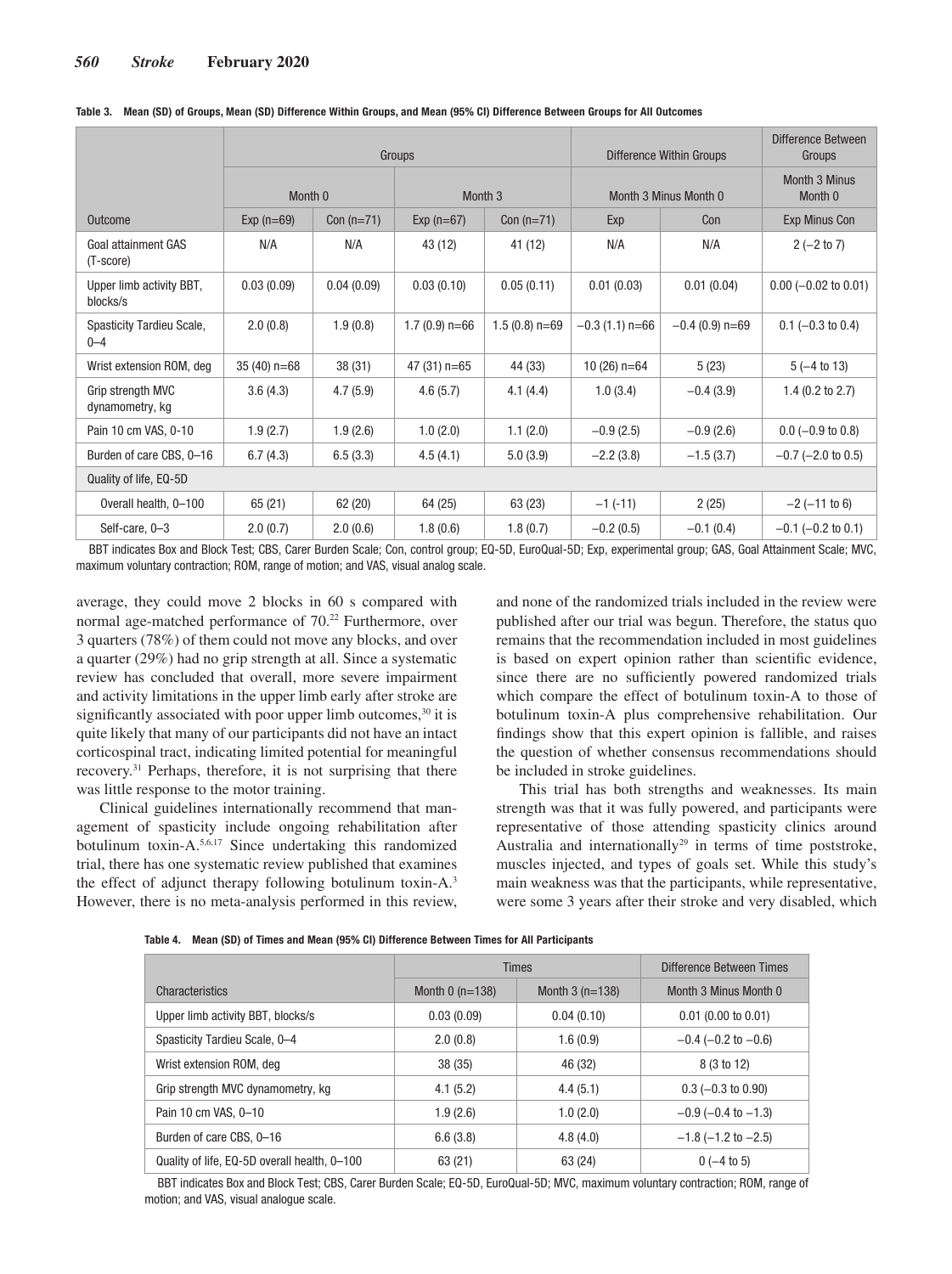**Table 3. Mean (SD) of Groups, Mean (SD) Difference Within Groups, and Mean (95% CI) Difference Between Groups for All Outcomes**

| | Groups | | | | Difference Within Groups | | Difference Between Groups |
|---|---|---|---|---|---|---|---|
| | Month 0 | | Month 3 | | Month 3 Minus Month 0 | | Month 3 Minus Month 0 |
| Outcome | Exp (n=69) | Con (n=71) | Exp (n=67) | Con (n=71) | Exp | Con | Exp Minus Con |
| Goal attainment GAS (T-score) | N/A | N/A | 43 (12) | 41 (12) | N/A | N/A | 2 (−2 to 7) |
| Upper limb activity BBT, blocks/s | 0.03 (0.09) | 0.04 (0.09) | 0.03 (0.10) | 0.05 (0.11) | 0.01 (0.03) | 0.01 (0.04) | 0.00 (−0.02 to 0.01) |
| Spasticity Tardieu Scale, 0–4 | 2.0 (0.8) | 1.9 (0.8) | 1.7 (0.9) n=66 | 1.5 (0.8) n=69 | −0.3 (1.1) n=66 | −0.4 (0.9) n=69 | 0.1 (−0.3 to 0.4) |
| Wrist extension ROM, deg | 35 (40) n=68 | 38 (31) | 47 (31) n=65 | 44 (33) | 10 (26) n=64 | 5 (23) | 5 (−4 to 13) |
| Grip strength MVC dynamometry, kg | 3.6 (4.3) | 4.7 (5.9) | 4.6 (5.7) | 4.1 (4.4) | 1.0 (3.4) | −0.4 (3.9) | 1.4 (0.2 to 2.7) |
| Pain 10 cm VAS, 0-10 | 1.9 (2.7) | 1.9 (2.6) | 1.0 (2.0) | 1.1 (2.0) | −0.9 (2.5) | −0.9 (2.6) | 0.0 (−0.9 to 0.8) |
| Burden of care CBS, 0–16 | 6.7 (4.3) | 6.5 (3.3) | 4.5 (4.1) | 5.0 (3.9) | −2.2 (3.8) | −1.5 (3.7) | −0.7 (−2.0 to 0.5) |
| Quality of life, EQ-5D | | | | | | | |
| Overall health, 0–100 | 65 (21) | 62 (20) | 64 (25) | 63 (23) | −1 (-11) | 2 (25) | −2 (−11 to 6) |
| Self-care, 0–3 | 2.0 (0.7) | 2.0 (0.6) | 1.8 (0.6) | 1.8 (0.7) | −0.2 (0.5) | −0.1 (0.4) | −0.1 (−0.2 to 0.1) |

BBT indicates Box and Block Test; CBS, Carer Burden Scale; Con, control group; EQ-5D, EuroQual-5D; Exp, experimental group; GAS, Goal Attainment Scale; MVC, maximum voluntary contraction; ROM, range of motion; and VAS, visual analog scale.

average, they could move 2 blocks in 60 s compared with normal age-matched performance of 70.[22] Furthermore, over 3 quarters (78%) of them could not move any blocks, and over a quarter (29%) had no grip strength at all. Since a systematic review has concluded that overall, more severe impairment and activity limitations in the upper limb early after stroke are significantly associated with poor upper limb outcomes,[30] it is quite likely that many of our participants did not have an intact corticospinal tract, indicating limited potential for meaningful recovery.[31] Perhaps, therefore, it is not surprising that there was little response to the motor training.

Clinical guidelines internationally recommend that management of spasticity include ongoing rehabilitation after botulinum toxin-A.[5,6,17] Since undertaking this randomized trial, there has one systematic review published that examines the effect of adjunct therapy following botulinum toxin-A.[3] However, there is no meta-analysis performed in this review, and none of the randomized trials included in the review were published after our trial was begun. Therefore, the status quo remains that the recommendation included in most guidelines is based on expert opinion rather than scientific evidence, since there are no sufficiently powered randomized trials which compare the effect of botulinum toxin-A to those of botulinum toxin-A plus comprehensive rehabilitation. Our findings show that this expert opinion is fallible, and raises the question of whether consensus recommendations should be included in stroke guidelines.

This trial has both strengths and weaknesses. Its main strength was that it was fully powered, and participants were representative of those attending spasticity clinics around Australia and internationally[29] in terms of time poststroke, muscles injected, and types of goals set. While this study's main weakness was that the participants, while representative, were some 3 years after their stroke and very disabled, which

**Table 4. Mean (SD) of Times and Mean (95% CI) Difference Between Times for All Participants**

| | Times | | Difference Between Times |
|---|---|---|---|
| Characteristics | Month 0 (n=138) | Month 3 (n=138) | Month 3 Minus Month 0 |
| Upper limb activity BBT, blocks/s | 0.03 (0.09) | 0.04 (0.10) | 0.01 (0.00 to 0.01) |
| Spasticity Tardieu Scale, 0–4 | 2.0 (0.8) | 1.6 (0.9) | −0.4 (−0.2 to −0.6) |
| Wrist extension ROM, deg | 38 (35) | 46 (32) | 8 (3 to 12) |
| Grip strength MVC dynamometry, kg | 4.1 (5.2) | 4.4 (5.1) | 0.3 (−0.3 to 0.90) |
| Pain 10 cm VAS, 0–10 | 1.9 (2.6) | 1.0 (2.0) | −0.9 (−0.4 to −1.3) |
| Burden of care CBS, 0–16 | 6.6 (3.8) | 4.8 (4.0) | −1.8 (−1.2 to −2.5) |
| Quality of life, EQ-5D overall health, 0–100 | 63 (21) | 63 (24) | 0 (−4 to 5) |

BBT indicates Box and Block Test; CBS, Carer Burden Scale; EQ-5D, EuroQual-5D; MVC, maximum voluntary contraction; ROM, range of motion; and VAS, visual analogue scale.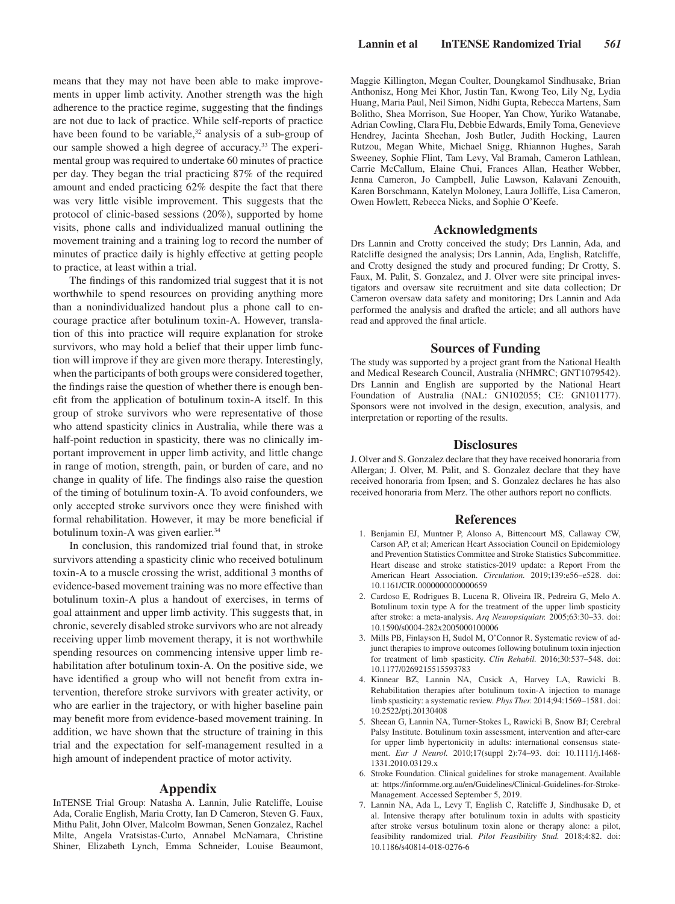means that they may not have been able to make improvements in upper limb activity. Another strength was the high adherence to the practice regime, suggesting that the findings are not due to lack of practice. While self-reports of practice have been found to be variable,[32] analysis of a sub-group of our sample showed a high degree of accuracy.[33] The experimental group was required to undertake 60 minutes of practice per day. They began the trial practicing 87% of the required amount and ended practicing 62% despite the fact that there was very little visible improvement. This suggests that the protocol of clinic-based sessions (20%), supported by home visits, phone calls and individualized manual outlining the movement training and a training log to record the number of minutes of practice daily is highly effective at getting people to practice, at least within a trial.

The findings of this randomized trial suggest that it is not worthwhile to spend resources on providing anything more than a nonindividualized handout plus a phone call to encourage practice after botulinum toxin-A. However, translation of this into practice will require explanation for stroke survivors, who may hold a belief that their upper limb function will improve if they are given more therapy. Interestingly, when the participants of both groups were considered together, the findings raise the question of whether there is enough benefit from the application of botulinum toxin-A itself. In this group of stroke survivors who were representative of those who attend spasticity clinics in Australia, while there was a half-point reduction in spasticity, there was no clinically important improvement in upper limb activity, and little change in range of motion, strength, pain, or burden of care, and no change in quality of life. The findings also raise the question of the timing of botulinum toxin-A. To avoid confounders, we only accepted stroke survivors once they were finished with formal rehabilitation. However, it may be more beneficial if botulinum toxin-A was given earlier.[34]

In conclusion, this randomized trial found that, in stroke survivors attending a spasticity clinic who received botulinum toxin-A to a muscle crossing the wrist, additional 3 months of evidence-based movement training was no more effective than botulinum toxin-A plus a handout of exercises, in terms of goal attainment and upper limb activity. This suggests that, in chronic, severely disabled stroke survivors who are not already receiving upper limb movement therapy, it is not worthwhile spending resources on commencing intensive upper limb rehabilitation after botulinum toxin-A. On the positive side, we have identified a group who will not benefit from extra intervention, therefore stroke survivors with greater activity, or who are earlier in the trajectory, or with higher baseline pain may benefit more from evidence-based movement training. In addition, we have shown that the structure of training in this trial and the expectation for self-management resulted in a high amount of independent practice of motor activity.

## Appendix

InTENSE Trial Group: Natasha A. Lannin, Julie Ratcliffe, Louise Ada, Coralie English, Maria Crotty, Ian D Cameron, Steven G. Faux, Mithu Palit, John Olver, Malcolm Bowman, Senen Gonzalez, Rachel Milte, Angela Vratsistas-Curto, Annabel McNamara, Christine Shiner, Elizabeth Lynch, Emma Schneider, Louise Beaumont, Maggie Killington, Megan Coulter, Doungkamol Sindhusake, Brian Anthonisz, Hong Mei Khor, Justin Tan, Kwong Teo, Lily Ng, Lydia Huang, Maria Paul, Neil Simon, Nidhi Gupta, Rebecca Martens, Sam Bolitho, Shea Morrison, Sue Hooper, Yan Chow, Yuriko Watanabe, Adrian Cowling, Clara Flu, Debbie Edwards, Emily Toma, Genevieve Hendrey, Jacinta Sheehan, Josh Butler, Judith Hocking, Lauren Rutzou, Megan White, Michael Snigg, Rhiannon Hughes, Sarah Sweeney, Sophie Flint, Tam Levy, Val Bramah, Cameron Lathlean, Carrie McCallum, Elaine Chui, Frances Allan, Heather Webber, Jenna Cameron, Jo Campbell, Julie Lawson, Kalavani Zenouith, Karen Borschmann, Katelyn Moloney, Laura Jolliffe, Lisa Cameron, Owen Howlett, Rebecca Nicks, and Sophie O'Keefe.

## Acknowledgments

Drs Lannin and Crotty conceived the study; Drs Lannin, Ada, and Ratcliffe designed the analysis; Drs Lannin, Ada, English, Ratcliffe, and Crotty designed the study and procured funding; Dr Crotty, S. Faux, M. Palit, S. Gonzalez, and J. Olver were site principal investigators and oversaw site recruitment and site data collection; Dr Cameron oversaw data safety and monitoring; Drs Lannin and Ada performed the analysis and drafted the article; and all authors have read and approved the final article.

## Sources of Funding

The study was supported by a project grant from the National Health and Medical Research Council, Australia (NHMRC; GNT1079542). Drs Lannin and English are supported by the National Heart Foundation of Australia (NAL: GN102055; CE: GN101177). Sponsors were not involved in the design, execution, analysis, and interpretation or reporting of the results.

## Disclosures

J. Olver and S. Gonzalez declare that they have received honoraria from Allergan; J. Olver, M. Palit, and S. Gonzalez declare that they have received honoraria from Ipsen; and S. Gonzalez declares he has also received honoraria from Merz. The other authors report no conflicts.

## References

1. Benjamin EJ, Muntner P, Alonso A, Bittencourt MS, Callaway CW, Carson AP, et al; American Heart Association Council on Epidemiology and Prevention Statistics Committee and Stroke Statistics Subcommittee. Heart disease and stroke statistics-2019 update: a Report From the American Heart Association. *Circulation.* 2019;139:e56–e528. doi: 10.1161/CIR.0000000000000659
2. Cardoso E, Rodrigues B, Lucena R, Oliveira IR, Pedreira G, Melo A. Botulinum toxin type A for the treatment of the upper limb spasticity after stroke: a meta-analysis. *Arq Neuropsiquiatr.* 2005;63:30–33. doi: 10.1590/s0004-282x2005000100006
3. Mills PB, Finlayson H, Sudol M, O'Connor R. Systematic review of adjunct therapies to improve outcomes following botulinum toxin injection for treatment of limb spasticity. *Clin Rehabil.* 2016;30:537–548. doi: 10.1177/0269215515593783
4. Kinnear BZ, Lannin NA, Cusick A, Harvey LA, Rawicki B. Rehabilitation therapies after botulinum toxin-A injection to manage limb spasticity: a systematic review. *Phys Ther.* 2014;94:1569–1581. doi: 10.2522/ptj.20130408
5. Sheean G, Lannin NA, Turner-Stokes L, Rawicki B, Snow BJ; Cerebral Palsy Institute. Botulinum toxin assessment, intervention and after-care for upper limb hypertonicity in adults: international consensus statement. *Eur J Neurol.* 2010;17(suppl 2):74–93. doi: 10.1111/j.1468-1331.2010.03129.x
6. Stroke Foundation. Clinical guidelines for stroke management. Available at: https://informme.org.au/en/Guidelines/Clinical-Guidelines-for-Stroke-Management. Accessed September 5, 2019.
7. Lannin NA, Ada L, Levy T, English C, Ratcliffe J, Sindhusake D, et al. Intensive therapy after botulinum toxin in adults with spasticity after stroke versus botulinum toxin alone or therapy alone: a pilot, feasibility randomized trial. *Pilot Feasibility Stud.* 2018;4:82. doi: 10.1186/s40814-018-0276-6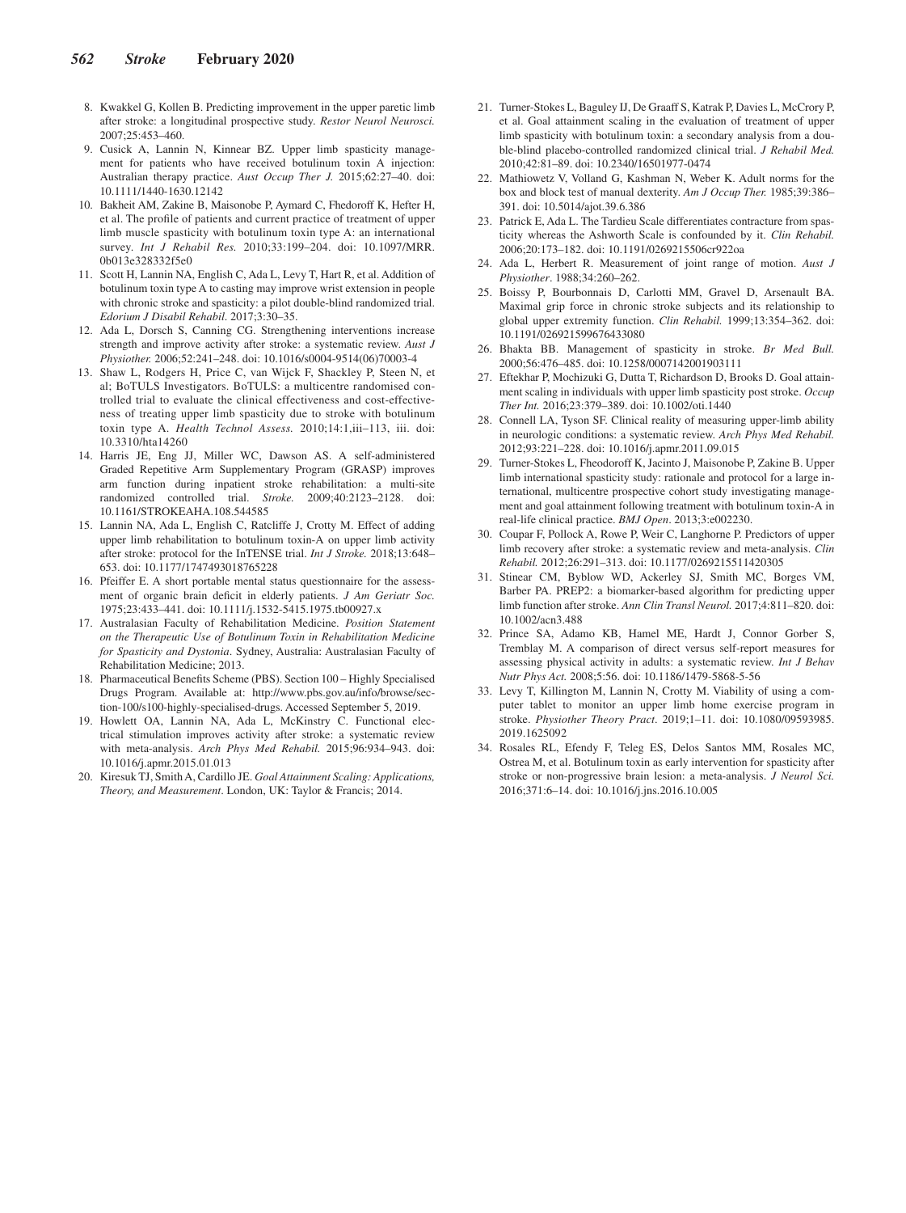8. Kwakkel G, Kollen B. Predicting improvement in the upper paretic limb after stroke: a longitudinal prospective study. *Restor Neurol Neurosci.* 2007;25:453–460.
9. Cusick A, Lannin N, Kinnear BZ. Upper limb spasticity management for patients who have received botulinum toxin A injection: Australian therapy practice. *Aust Occup Ther J.* 2015;62:27–40. doi: 10.1111/1440-1630.12142
10. Bakheit AM, Zakine B, Maisonobe P, Aymard C, Fhedoroff K, Hefter H, et al. The profile of patients and current practice of treatment of upper limb muscle spasticity with botulinum toxin type A: an international survey. *Int J Rehabil Res.* 2010;33:199–204. doi: 10.1097/MRR.0b013e328332f5e0
11. Scott H, Lannin NA, English C, Ada L, Levy T, Hart R, et al. Addition of botulinum toxin type A to casting may improve wrist extension in people with chronic stroke and spasticity: a pilot double-blind randomized trial. *Edorium J Disabil Rehabil*. 2017;3:30–35.
12. Ada L, Dorsch S, Canning CG. Strengthening interventions increase strength and improve activity after stroke: a systematic review. *Aust J Physiother.* 2006;52:241–248. doi: 10.1016/s0004-9514(06)70003-4
13. Shaw L, Rodgers H, Price C, van Wijck F, Shackley P, Steen N, et al; BoTULS Investigators. BoTULS: a multicentre randomised controlled trial to evaluate the clinical effectiveness and cost-effectiveness of treating upper limb spasticity due to stroke with botulinum toxin type A. *Health Technol Assess.* 2010;14:1,iii–113, iii. doi: 10.3310/hta14260
14. Harris JE, Eng JJ, Miller WC, Dawson AS. A self-administered Graded Repetitive Arm Supplementary Program (GRASP) improves arm function during inpatient stroke rehabilitation: a multi-site randomized controlled trial. *Stroke.* 2009;40:2123–2128. doi: 10.1161/STROKEAHA.108.544585
15. Lannin NA, Ada L, English C, Ratcliffe J, Crotty M. Effect of adding upper limb rehabilitation to botulinum toxin-A on upper limb activity after stroke: protocol for the InTENSE trial. *Int J Stroke.* 2018;13:648–653. doi: 10.1177/1747493018765228
16. Pfeiffer E. A short portable mental status questionnaire for the assessment of organic brain deficit in elderly patients. *J Am Geriatr Soc.* 1975;23:433–441. doi: 10.1111/j.1532-5415.1975.tb00927.x
17. Australasian Faculty of Rehabilitation Medicine. *Position Statement on the Therapeutic Use of Botulinum Toxin in Rehabilitation Medicine for Spasticity and Dystonia*. Sydney, Australia: Australasian Faculty of Rehabilitation Medicine; 2013.
18. Pharmaceutical Benefits Scheme (PBS). Section 100 – Highly Specialised Drugs Program. Available at: http://www.pbs.gov.au/info/browse/section-100/s100-highly-specialised-drugs. Accessed September 5, 2019.
19. Howlett OA, Lannin NA, Ada L, McKinstry C. Functional electrical stimulation improves activity after stroke: a systematic review with meta-analysis. *Arch Phys Med Rehabil.* 2015;96:934–943. doi: 10.1016/j.apmr.2015.01.013
20. Kiresuk TJ, Smith A, Cardillo JE. *Goal Attainment Scaling: Applications, Theory, and Measurement*. London, UK: Taylor & Francis; 2014.
21. Turner-Stokes L, Baguley IJ, De Graaff S, Katrak P, Davies L, McCrory P, et al. Goal attainment scaling in the evaluation of treatment of upper limb spasticity with botulinum toxin: a secondary analysis from a double-blind placebo-controlled randomized clinical trial. *J Rehabil Med.* 2010;42:81–89. doi: 10.2340/16501977-0474
22. Mathiowetz V, Volland G, Kashman N, Weber K. Adult norms for the box and block test of manual dexterity. *Am J Occup Ther.* 1985;39:386–391. doi: 10.5014/ajot.39.6.386
23. Patrick E, Ada L. The Tardieu Scale differentiates contracture from spasticity whereas the Ashworth Scale is confounded by it. *Clin Rehabil.* 2006;20:173–182. doi: 10.1191/0269215506cr922oa
24. Ada L, Herbert R. Measurement of joint range of motion. *Aust J Physiother*. 1988;34:260–262.
25. Boissy P, Bourbonnais D, Carlotti MM, Gravel D, Arsenault BA. Maximal grip force in chronic stroke subjects and its relationship to global upper extremity function. *Clin Rehabil.* 1999;13:354–362. doi: 10.1191/026921599676433080
26. Bhakta BB. Management of spasticity in stroke. *Br Med Bull.* 2000;56:476–485. doi: 10.1258/0007142001903111
27. Eftekhar P, Mochizuki G, Dutta T, Richardson D, Brooks D. Goal attainment scaling in individuals with upper limb spasticity post stroke. *Occup Ther Int.* 2016;23:379–389. doi: 10.1002/oti.1440
28. Connell LA, Tyson SF. Clinical reality of measuring upper-limb ability in neurologic conditions: a systematic review. *Arch Phys Med Rehabil.* 2012;93:221–228. doi: 10.1016/j.apmr.2011.09.015
29. Turner-Stokes L, Fheodoroff K, Jacinto J, Maisonobe P, Zakine B. Upper limb international spasticity study: rationale and protocol for a large international, multicentre prospective cohort study investigating management and goal attainment following treatment with botulinum toxin-A in real-life clinical practice. *BMJ Open*. 2013;3:e002230.
30. Coupar F, Pollock A, Rowe P, Weir C, Langhorne P. Predictors of upper limb recovery after stroke: a systematic review and meta-analysis. *Clin Rehabil.* 2012;26:291–313. doi: 10.1177/0269215511420305
31. Stinear CM, Byblow WD, Ackerley SJ, Smith MC, Borges VM, Barber PA. PREP2: a biomarker-based algorithm for predicting upper limb function after stroke. *Ann Clin Transl Neurol.* 2017;4:811–820. doi: 10.1002/acn3.488
32. Prince SA, Adamo KB, Hamel ME, Hardt J, Connor Gorber S, Tremblay M. A comparison of direct versus self-report measures for assessing physical activity in adults: a systematic review. *Int J Behav Nutr Phys Act.* 2008;5:56. doi: 10.1186/1479-5868-5-56
33. Levy T, Killington M, Lannin N, Crotty M. Viability of using a computer tablet to monitor an upper limb home exercise program in stroke. *Physiother Theory Pract*. 2019;1–11. doi: 10.1080/09593985.2019.1625092
34. Rosales RL, Efendy F, Teleg ES, Delos Santos MM, Rosales MC, Ostrea M, et al. Botulinum toxin as early intervention for spasticity after stroke or non-progressive brain lesion: a meta-analysis. *J Neurol Sci.* 2016;371:6–14. doi: 10.1016/j.jns.2016.10.005